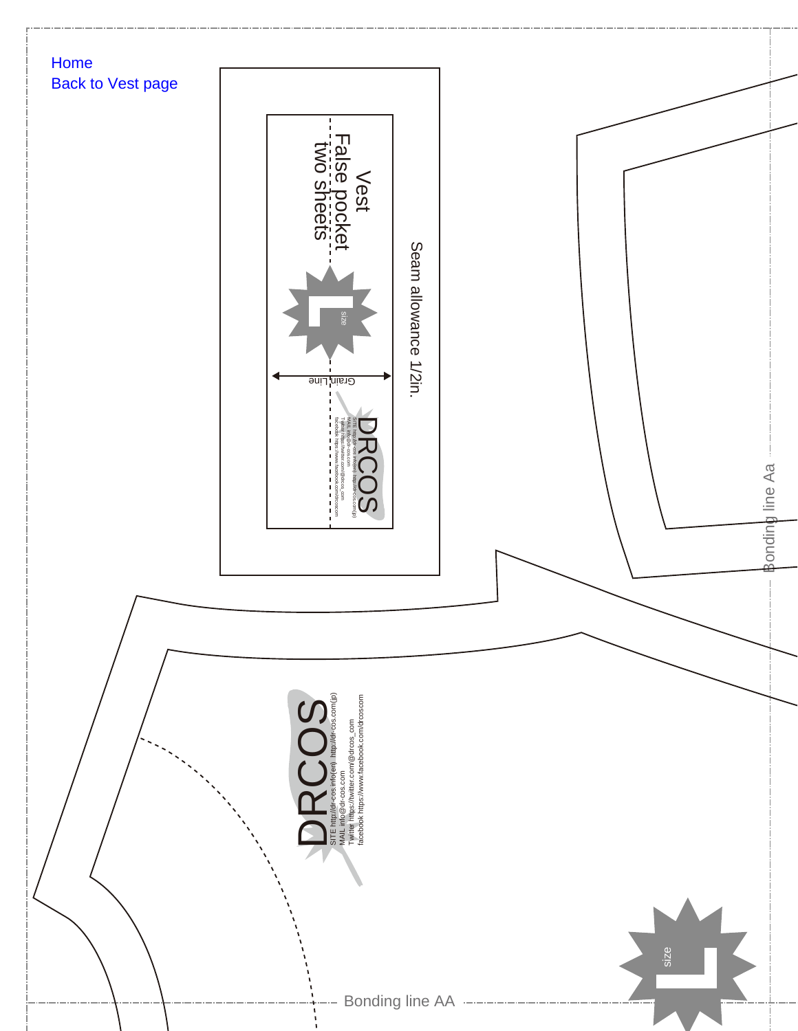Home
Back to Vest page

Vest
False pocket
two sheets

L
size

Grain Line

Seam allowance 1/2in.

DRCOS
SITE http://dr-cos.info(en) http://dr-cos.com(jp)
MAIL info@dr-cos.com
Twitter https://twitter.com/@drcos_com
facebook https://www.facebook.com/drcoscom

Bonding line Aa

DRCOS
SITE http://dr-cos.info(en) http://dr-cos.com(jp)
MAIL info@dr-cos.com
Twitter https://twitter.com/@drcos_com
facebook https://www.facebook.com/drcoscom

L
size

Bonding line AA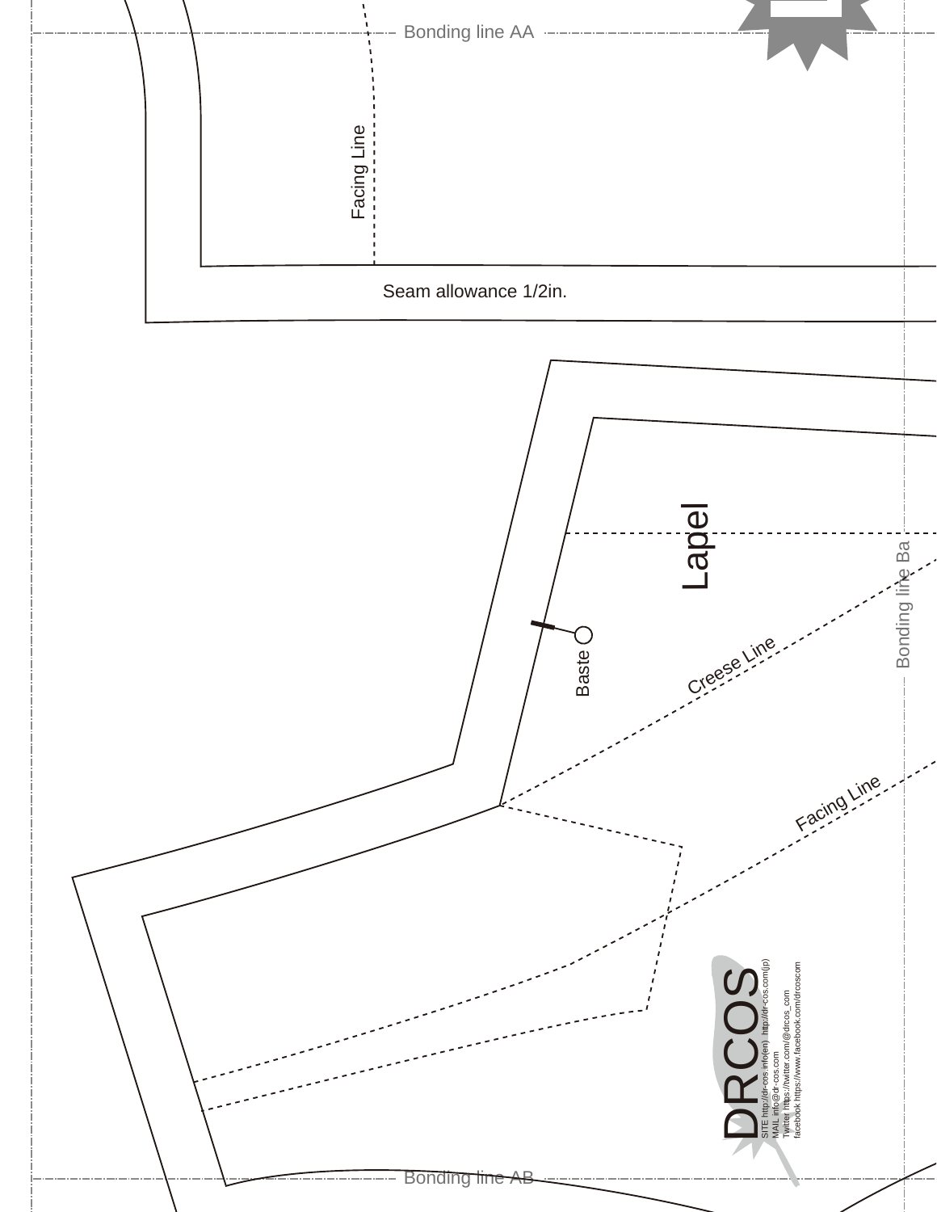Bonding line AA

Facing Line

Seam allowance 1/2in.

Lapel

Baste

Creese Line

Facing Line

Bonding line Ba

DRCOS

SITE http://dr-cos.info(en) http://dr-cos.com(jp)
MAIL info@dr-cos.com
Twitter https://twitter.com/@drcos_com
facebook https://www.facebook.com/drcoscom

Bonding line AB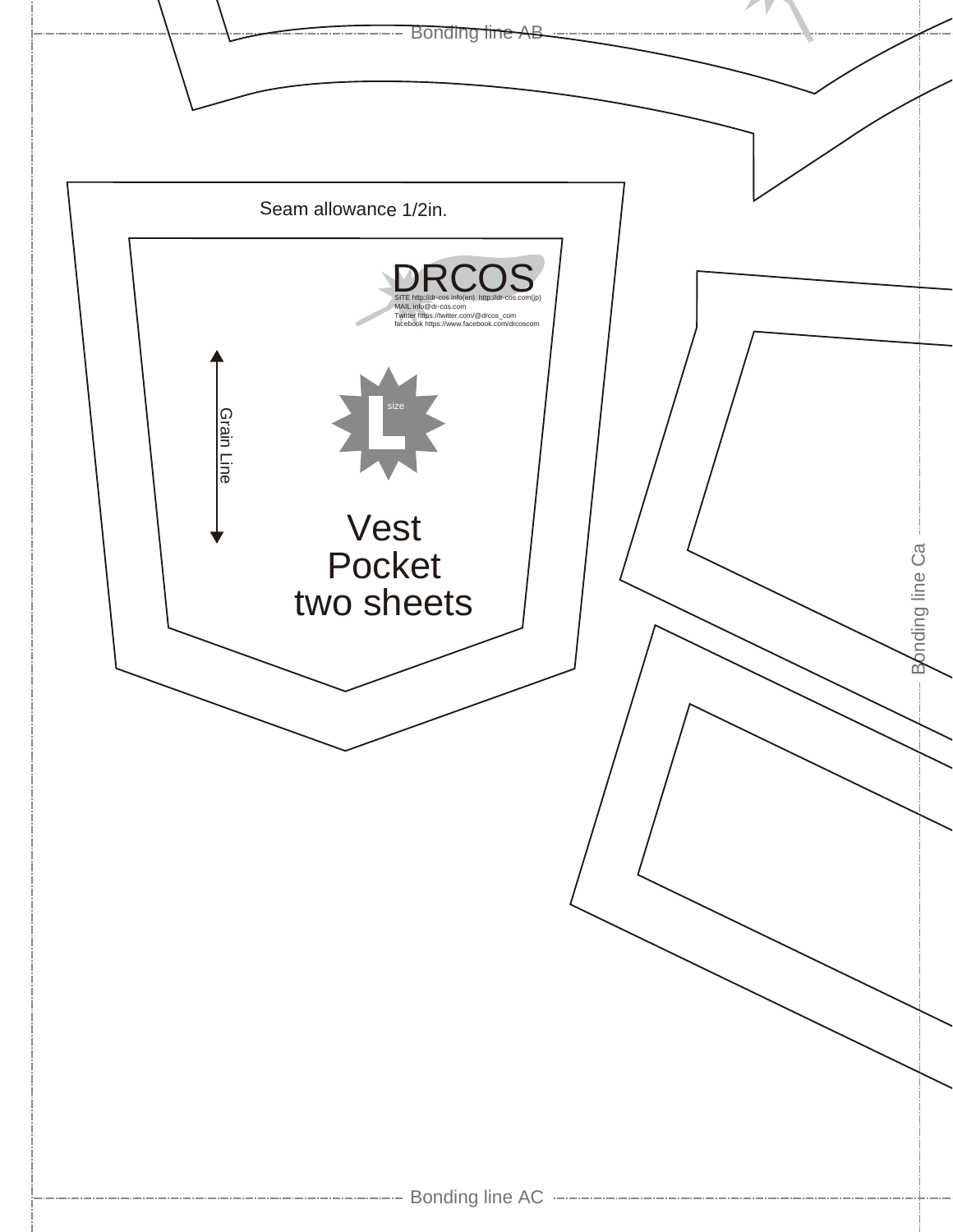Bonding line AB

Seam allowance 1/2in.

DRCOS

SITE http://dr-cos.info(en) http://dr-cos.com(jp)
MAIL info@dr-cos.com
Twitter https://twitter.com/@drcos_com
facebook https://www.facebook.com/drcoscom

Grain Line

L size

Vest
Pocket
two sheets

Bonding line Ca

Bonding line AC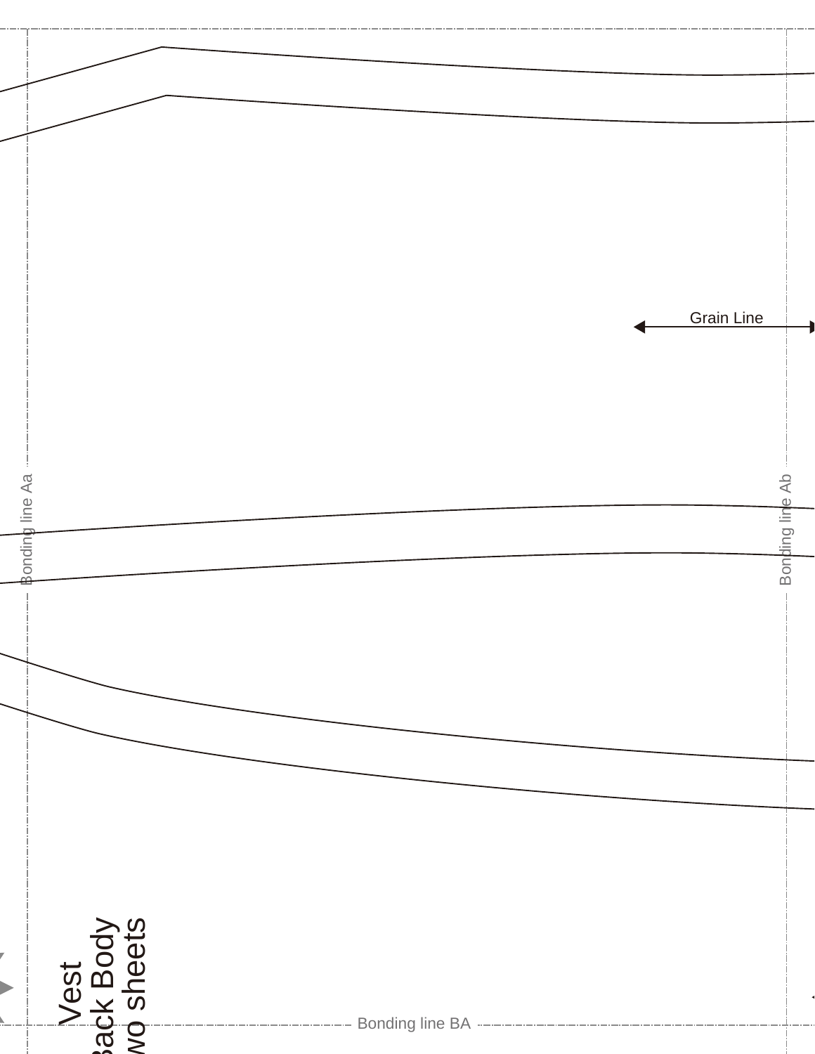Bonding line Aa

Grain Line

Bonding line Ab

Vest
Back Body
Two sheets

Bonding line BA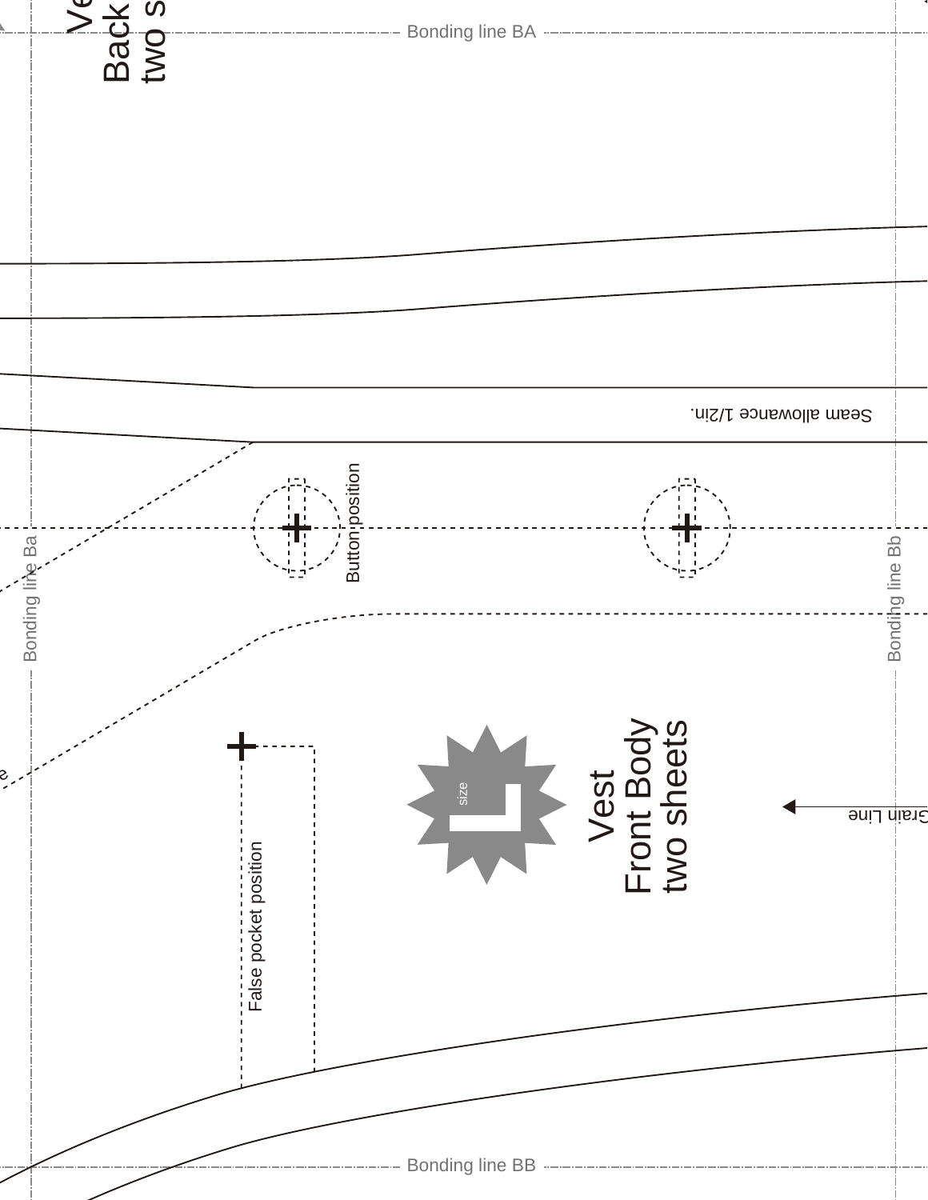Bonding line BA

Vest
Back
two s

Seam allowance 1/2in.

Button position

Bonding line Ba

Bonding line Bb

False pocket position

size L

Vest
Front Body
two sheets

Grain Line

Bonding line BB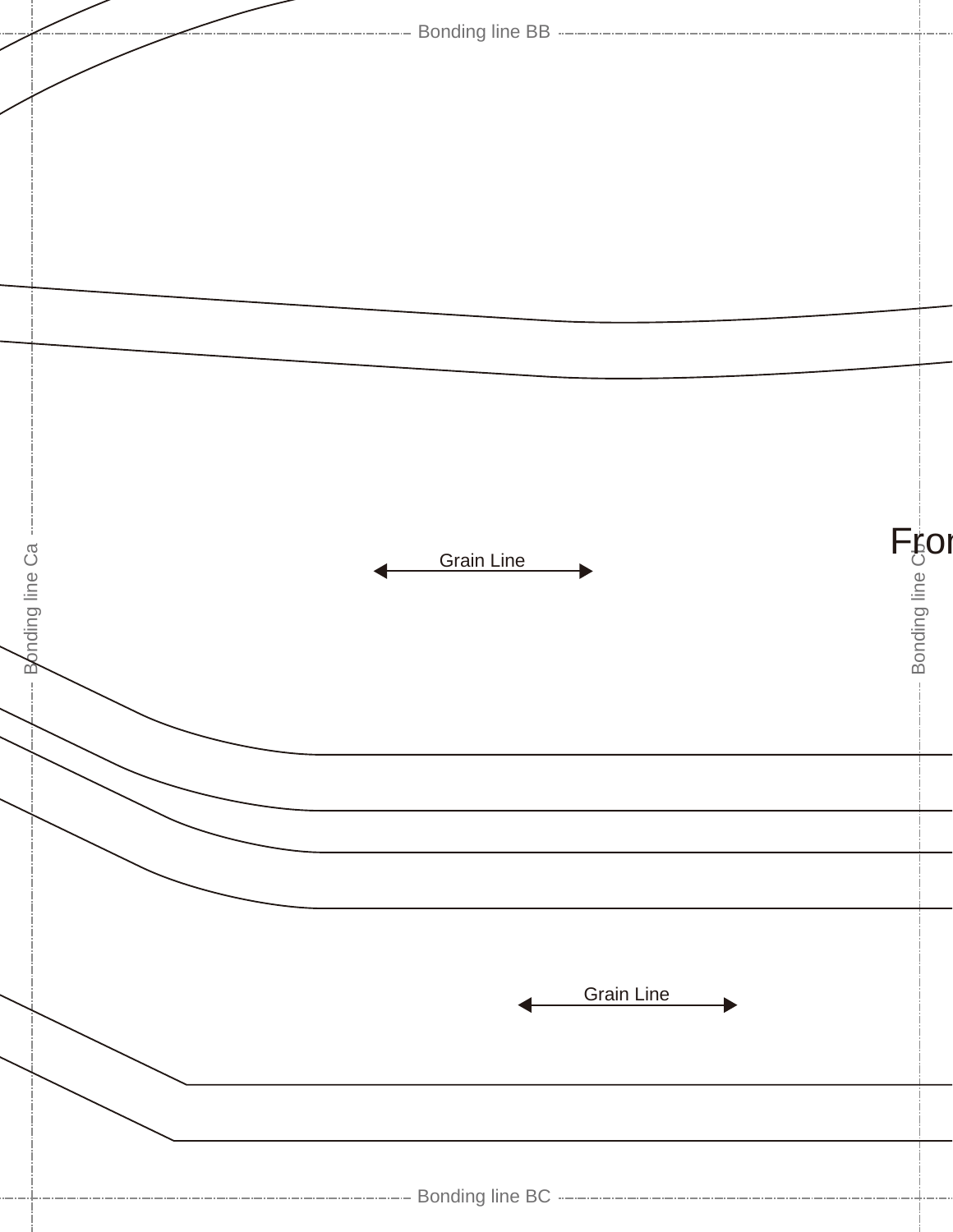Bonding line BB

Bonding line Ca

Grain Line

Fron

Bonding line Cb

Grain Line

Bonding line BC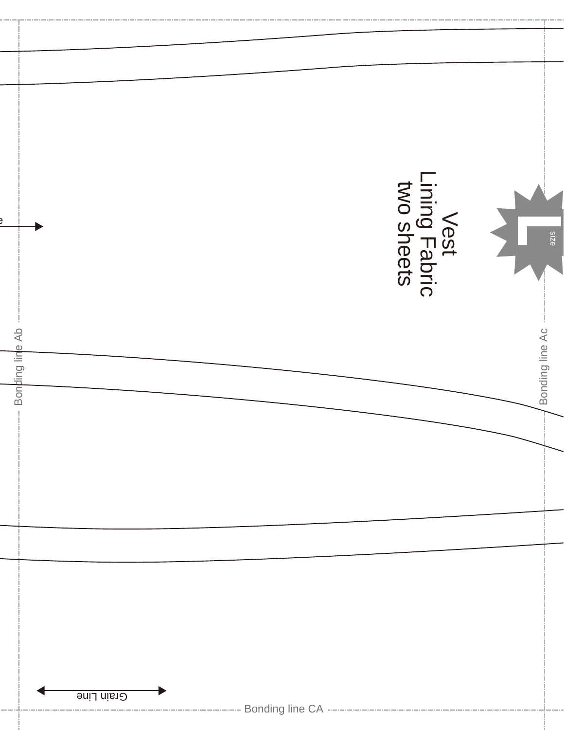Vest
Lining Fabric
two sheets

L size

Bonding line Ab

Bonding line Ac

Bonding line CA

Grain Line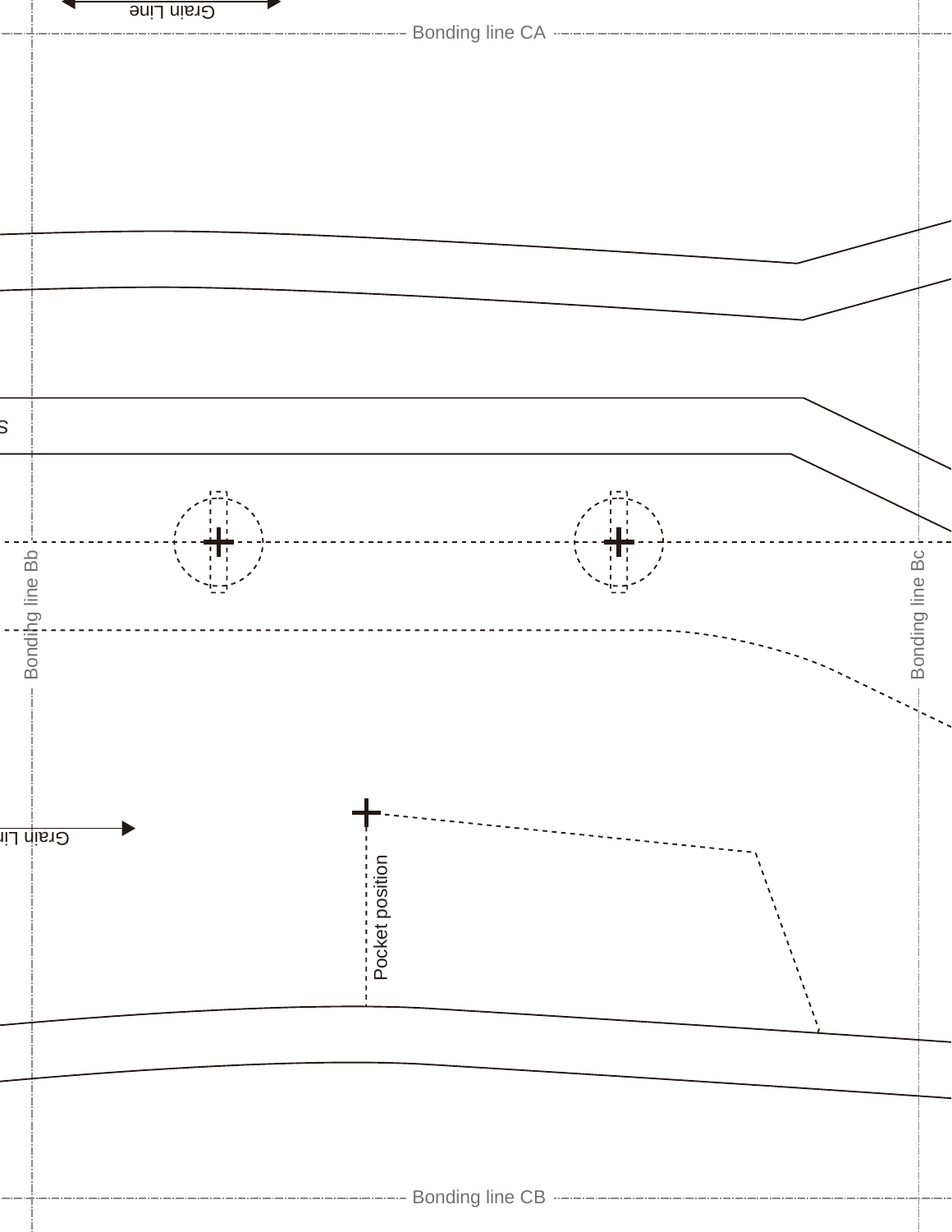Grain Line

Bonding line CA

S

Bonding line Bb

Bonding line Bc

Grain Lin

Pocket position

Bonding line CB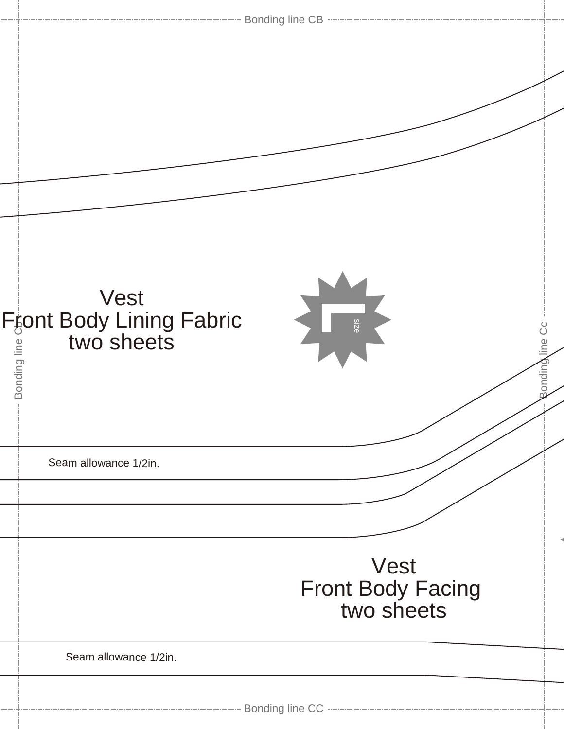Bonding line CB

Bonding line Cc

Vest
Front Body Lining Fabric
two sheets

L
size

Bonding line Cc

Seam allowance 1/2in.

Vest
Front Body Facing
two sheets

Seam allowance 1/2in.

Bonding line CC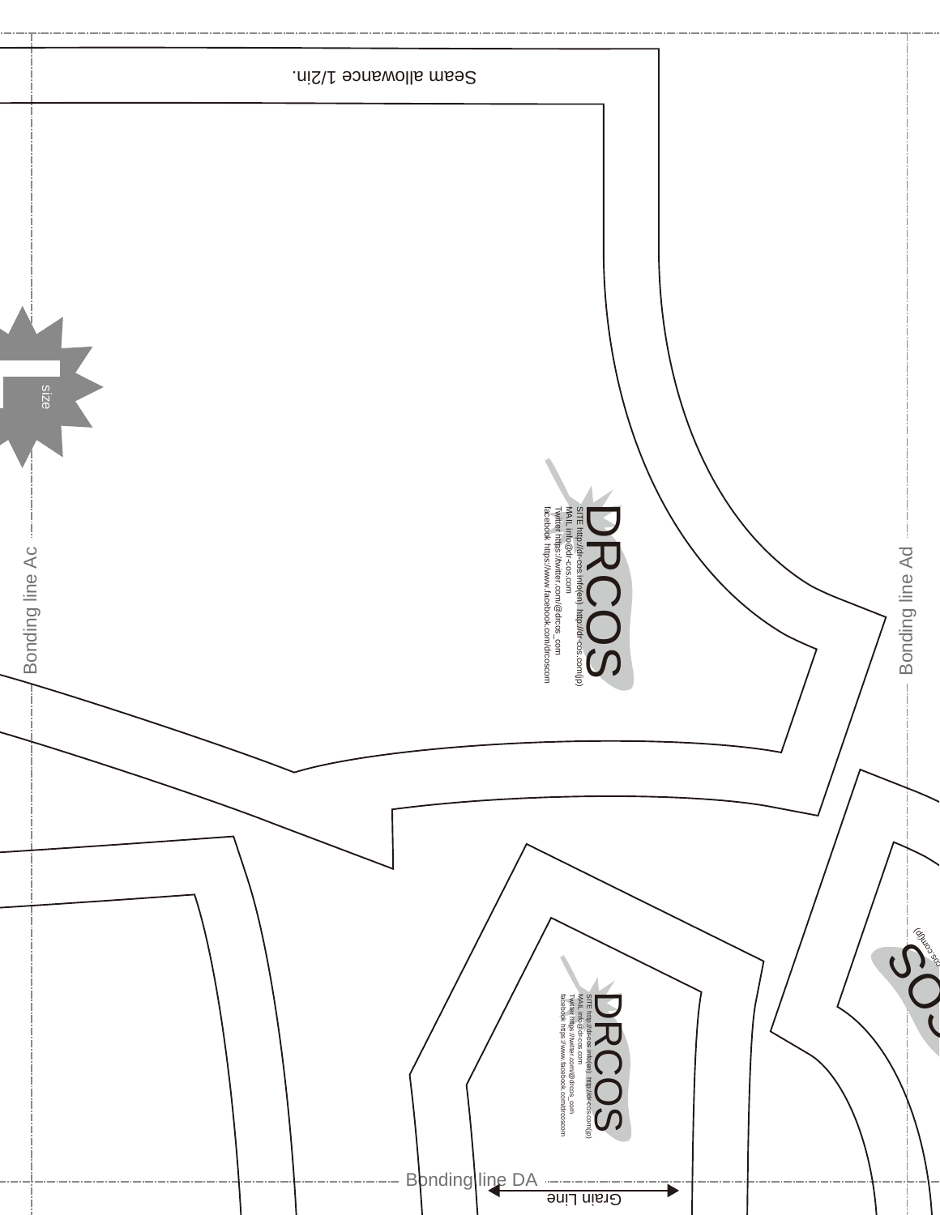Seam allowance 1/2in.

size

Bonding line Ac

Bonding line Ad

DRCOS

SITE http://dr-cos.info(en) http://dr-cos.com(jp)
MAIL info@dr-cos.com
Twitter https://twitter.com/@drcos_com
facebook https://www.facebook.com/drcoscom

DRCOS

SITE http://dr-cos.info(en) http://dr-cos.com(jp)
MAIL info@dr-cos.com
Twitter https://twitter.com/@drcos_com
facebook https://www.facebook.com/drcoscom

Bonding line DA

Grain Line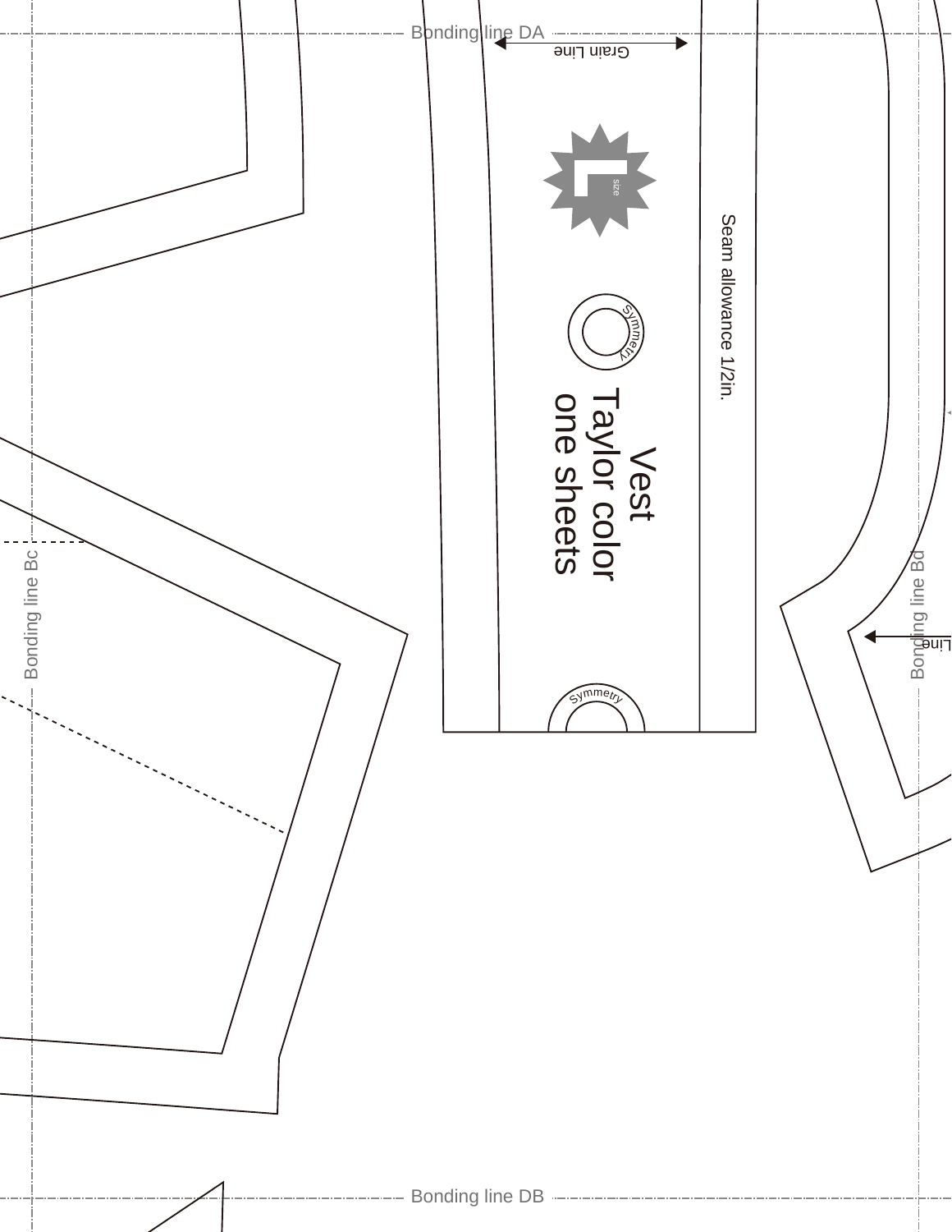Bonding line DA

Grain Line

L size

Seam allowance 1/2in.

Symmetry

Vest
Taylor color
one sheets

Symmetry

Bonding line Bc

Bonding line Bd

Line

Bonding line DB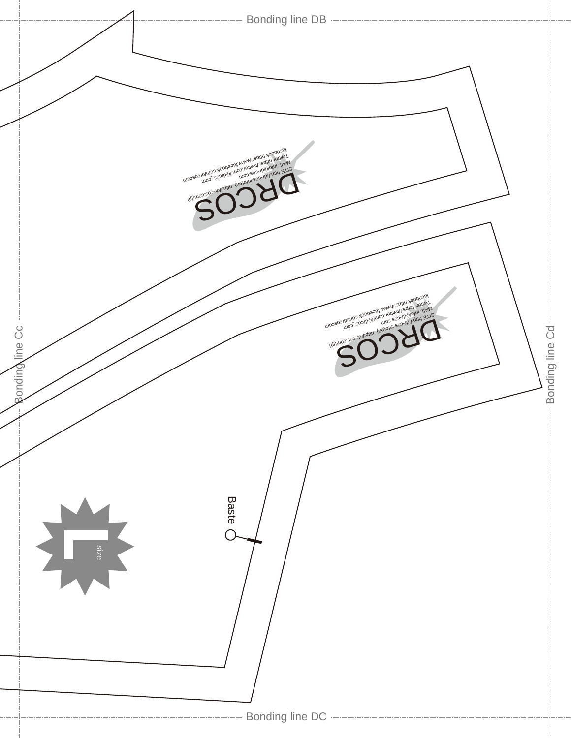Bonding line DB

Bonding line Cc

Bonding line Cd

DRCOS

SITE http://dr-cos.info(en) http://dr-cos.com(jp)
MAIL info@dr-cos.com
Twitter https://twitter.com/@drcos_com
facebook https://www.facebook.com/drcoscom

DRCOS

SITE http://dr-cos.info(en) http://dr-cos.com(jp)
MAIL info@dr-cos.com
Twitter https://twitter.com/@drcos_com
facebook https://www.facebook.com/drcoscom

Baste

L size

Bonding line DC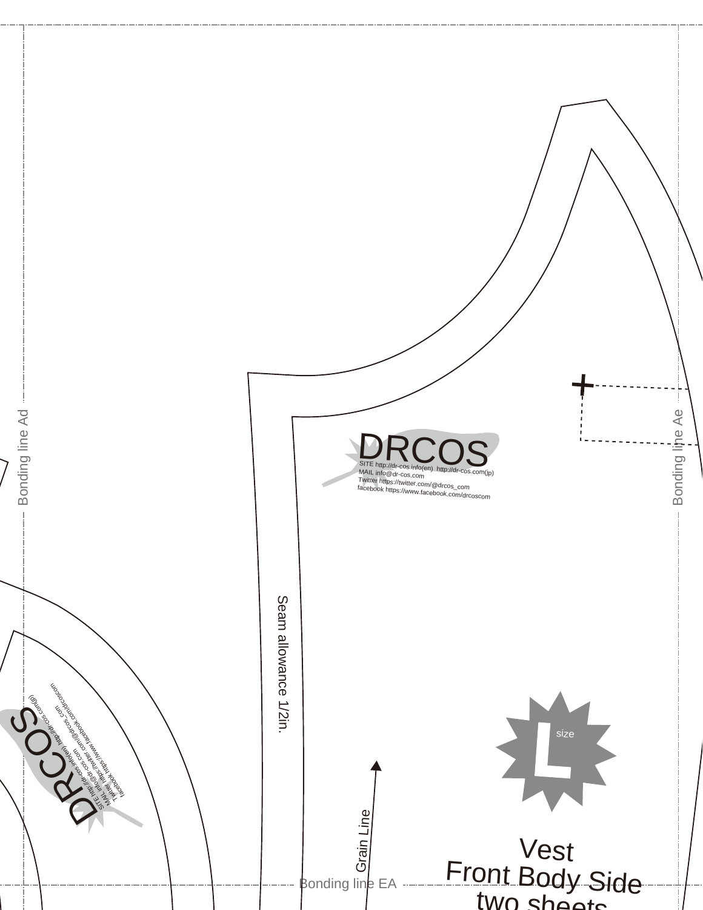Bonding line Ad

Bonding line Ae

DRCOS

SITE http://dr-cos.info(en) http://dr-cos.com(jp)
MAIL info@dr-cos.com
Twitter https://twitter.com/@drcos_com
facebook https://www.facebook.com/drcoscom

Seam allowance 1/2in.

DRCOS

SITE http://dr-cos.info(en) http://dr-cos.com(jp)
MAIL info@dr-cos.com
Twitter https://twitter.com/@drcos_com
facebook https://www.facebook.com/drcoscom

L size

Grain Line

Bonding line EA

Vest
Front Body Side
two sheets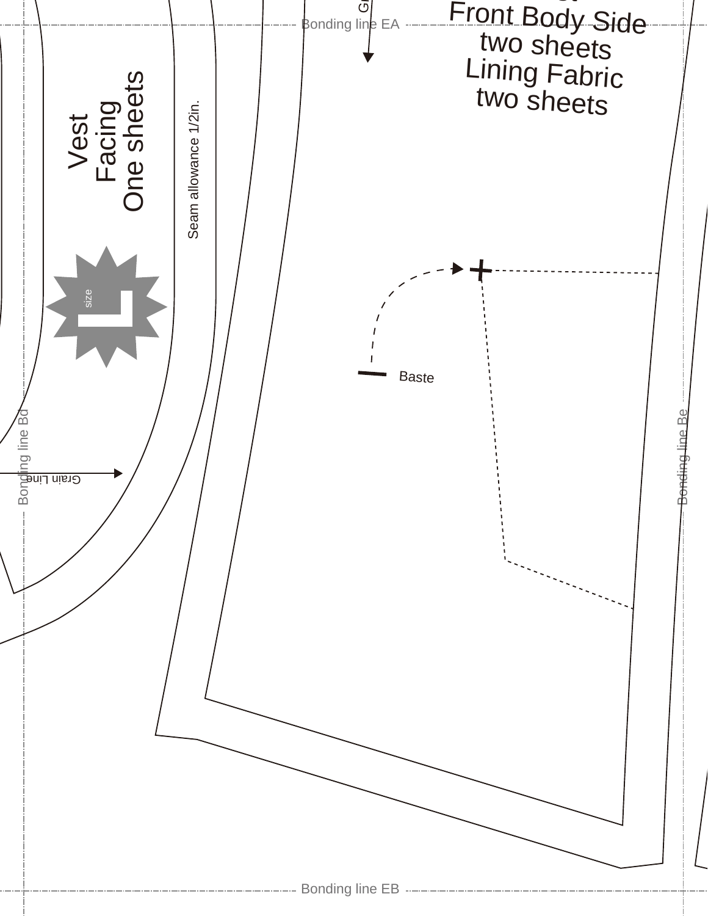Bonding line EA

Front Body Side
two sheets
Lining Fabric
two sheets

Vest
Facing
One sheets

Seam allowance 1/2in.

size L

Baste

Bonding line Bd

Grain Line

Bonding line Be

Bonding line EB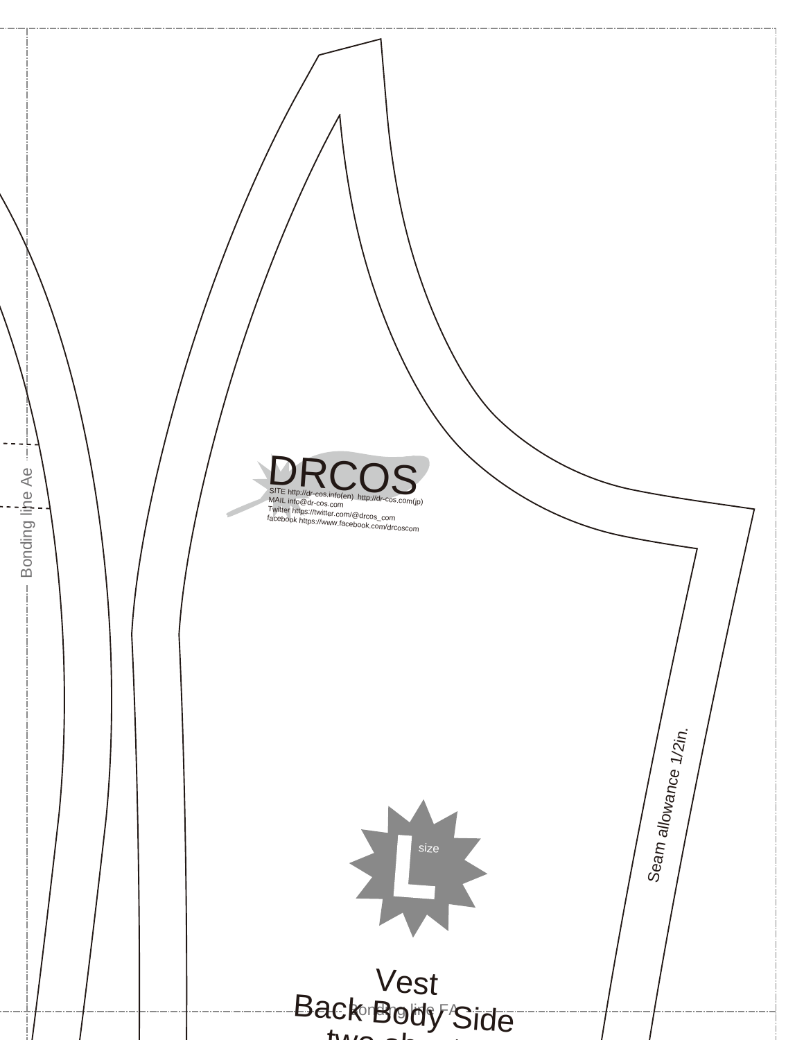Bonding line Ae

DRCOS

SITE http://dr-cos.info(en) http://dr-cos.com(jp)
MAIL info@dr-cos.com
Twitter https://twitter.com/@drcos_com
facebook https://www.facebook.com/drcoscom

*Seam allowance 1/2in.*

L size

Vest
Back Body Side
two sh...

Bonding line FA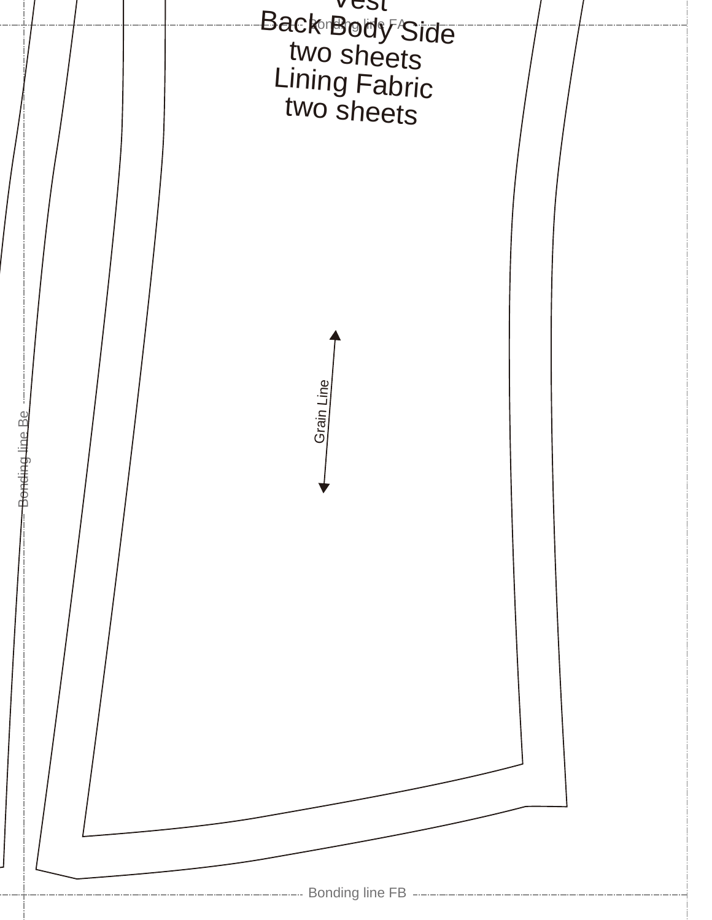Vest
Back Body Side
two sheets
Lining Fabric
two sheets

Bonding line FA

Grain Line

Bonding line Be

Bonding line FB